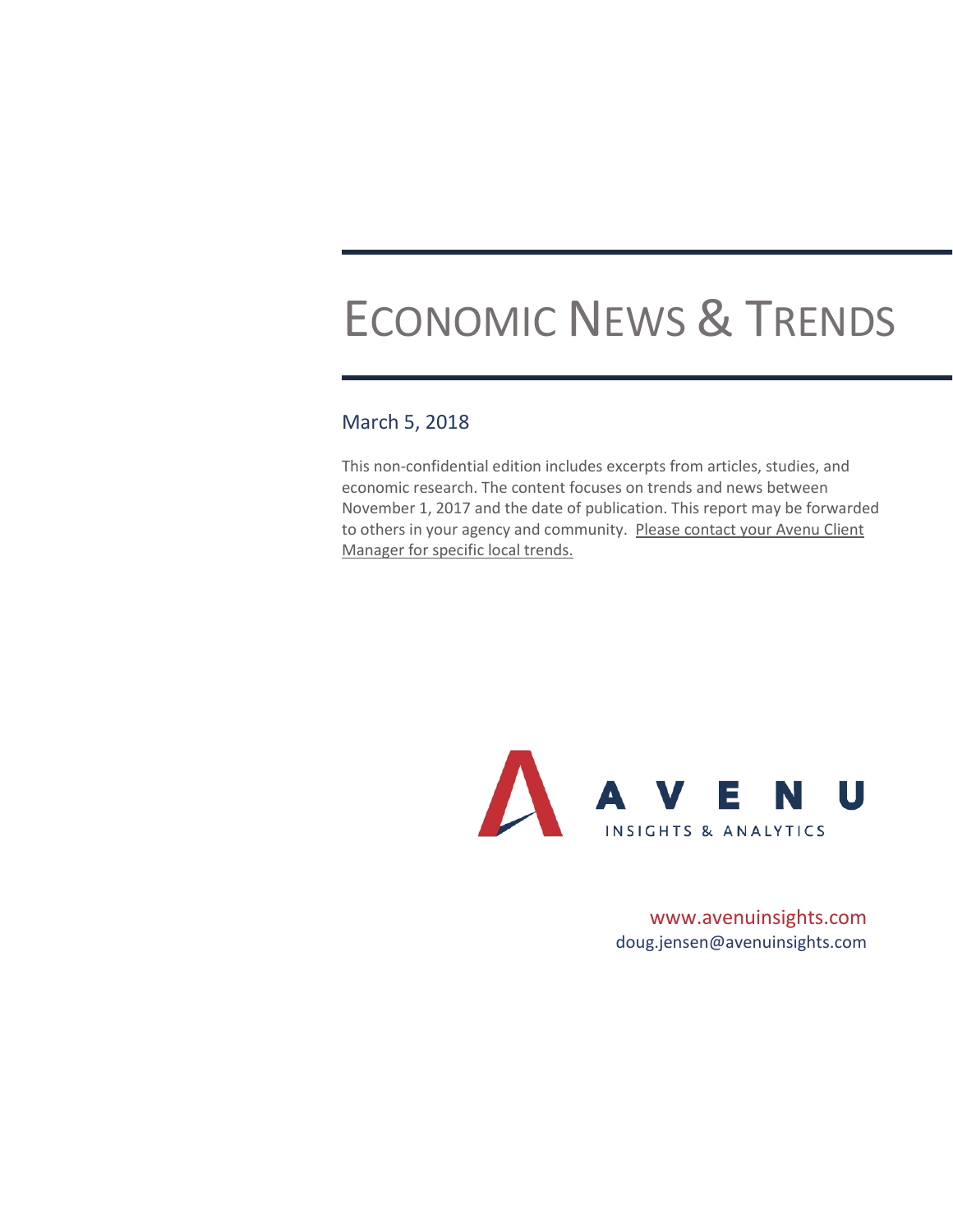# Economic News & Trends

March 5, 2018

This non-confidential edition includes excerpts from articles, studies, and economic research. The content focuses on trends and news between November 1, 2017 and the date of publication. This report may be forwarded to others in your agency and community. Please contact your Avenu Client Manager for specific local trends.

AVENU
INSIGHTS & ANALYTICS

www.avenuinsights.com
doug.jensen@avenuinsights.com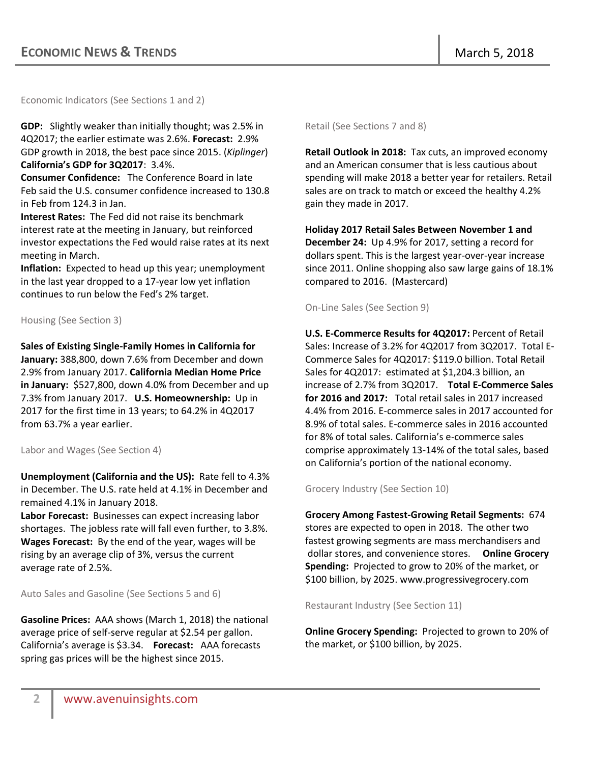Economic Indicators (See Sections 1 and 2)

**GDP:** Slightly weaker than initially thought; was 2.5% in 4Q2017; the earlier estimate was 2.6%. **Forecast:** 2.9% GDP growth in 2018, the best pace since 2015. (*Kiplinger*) **California's GDP for 3Q2017**: 3.4%.
**Consumer Confidence:** The Conference Board in late Feb said the U.S. consumer confidence increased to 130.8 in Feb from 124.3 in Jan.
**Interest Rates:** The Fed did not raise its benchmark interest rate at the meeting in January, but reinforced investor expectations the Fed would raise rates at its next meeting in March.
**Inflation:** Expected to head up this year; unemployment in the last year dropped to a 17-year low yet inflation continues to run below the Fed's 2% target.

Housing (See Section 3)

**Sales of Existing Single-Family Homes in California for January:** 388,800, down 7.6% from December and down 2.9% from January 2017. **California Median Home Price in January:** $527,800, down 4.0% from December and up 7.3% from January 2017. **U.S. Homeownership:** Up in 2017 for the first time in 13 years; to 64.2% in 4Q2017 from 63.7% a year earlier.

Labor and Wages (See Section 4)

**Unemployment (California and the US):** Rate fell to 4.3% in December. The U.S. rate held at 4.1% in December and remained 4.1% in January 2018.
**Labor Forecast:** Businesses can expect increasing labor shortages. The jobless rate will fall even further, to 3.8%.
**Wages Forecast:** By the end of the year, wages will be rising by an average clip of 3%, versus the current average rate of 2.5%.

Auto Sales and Gasoline (See Sections 5 and 6)

**Gasoline Prices:** AAA shows (March 1, 2018) the national average price of self-serve regular at $2.54 per gallon. California's average is $3.34. **Forecast:** AAA forecasts spring gas prices will be the highest since 2015.

Retail (See Sections 7 and 8)

**Retail Outlook in 2018:** Tax cuts, an improved economy and an American consumer that is less cautious about spending will make 2018 a better year for retailers. Retail sales are on track to match or exceed the healthy 4.2% gain they made in 2017.

**Holiday 2017 Retail Sales Between November 1 and December 24:** Up 4.9% for 2017, setting a record for dollars spent. This is the largest year-over-year increase since 2011. Online shopping also saw large gains of 18.1% compared to 2016. (Mastercard)

On-Line Sales (See Section 9)

**U.S. E-Commerce Results for 4Q2017:** Percent of Retail Sales: Increase of 3.2% for 4Q2017 from 3Q2017. Total E-Commerce Sales for 4Q2017: $119.0 billion. Total Retail Sales for 4Q2017: estimated at $1,204.3 billion, an increase of 2.7% from 3Q2017. **Total E-Commerce Sales for 2016 and 2017:** Total retail sales in 2017 increased 4.4% from 2016. E-commerce sales in 2017 accounted for 8.9% of total sales. E-commerce sales in 2016 accounted for 8% of total sales. California's e-commerce sales comprise approximately 13-14% of the total sales, based on California's portion of the national economy.

Grocery Industry (See Section 10)

**Grocery Among Fastest-Growing Retail Segments:** 674 stores are expected to open in 2018. The other two fastest growing segments are mass merchandisers and dollar stores, and convenience stores. **Online Grocery Spending:** Projected to grow to 20% of the market, or $100 billion, by 2025. www.progressivegrocery.com

Restaurant Industry (See Section 11)

**Online Grocery Spending:** Projected to grown to 20% of the market, or $100 billion, by 2025.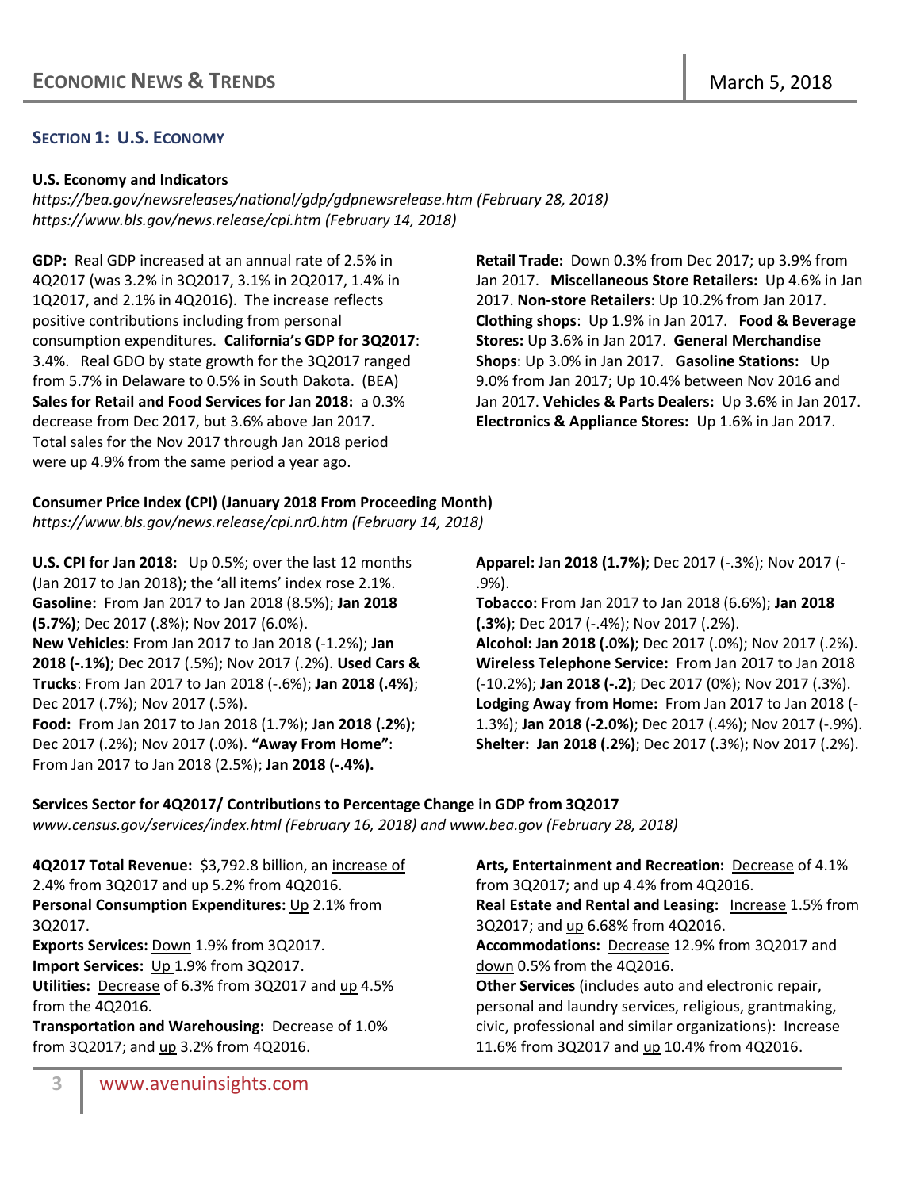## SECTION 1: U.S. ECONOMY

### U.S. Economy and Indicators

*https://bea.gov/newsreleases/national/gdp/gdpnewsrelease.htm (February 28, 2018)*
*https://www.bls.gov/news.release/cpi.htm (February 14, 2018)*

**GDP:** Real GDP increased at an annual rate of 2.5% in 4Q2017 (was 3.2% in 3Q2017, 3.1% in 2Q2017, 1.4% in 1Q2017, and 2.1% in 4Q2016). The increase reflects positive contributions including from personal consumption expenditures. **California's GDP for 3Q2017**: 3.4%. Real GDO by state growth for the 3Q2017 ranged from 5.7% in Delaware to 0.5% in South Dakota. (BEA)
**Sales for Retail and Food Services for Jan 2018:** a 0.3% decrease from Dec 2017, but 3.6% above Jan 2017. Total sales for the Nov 2017 through Jan 2018 period were up 4.9% from the same period a year ago.

**Retail Trade:** Down 0.3% from Dec 2017; up 3.9% from Jan 2017. **Miscellaneous Store Retailers:** Up 4.6% in Jan 2017. **Non-store Retailers**: Up 10.2% from Jan 2017. **Clothing shops**: Up 1.9% in Jan 2017. **Food & Beverage Stores:** Up 3.6% in Jan 2017. **General Merchandise Shops**: Up 3.0% in Jan 2017. **Gasoline Stations:** Up 9.0% from Jan 2017; Up 10.4% between Nov 2016 and Jan 2017. **Vehicles & Parts Dealers:** Up 3.6% in Jan 2017. **Electronics & Appliance Stores:** Up 1.6% in Jan 2017.

### Consumer Price Index (CPI) (January 2018 From Proceeding Month)

*https://www.bls.gov/news.release/cpi.nr0.htm (February 14, 2018)*

**U.S. CPI for Jan 2018:** Up 0.5%; over the last 12 months (Jan 2017 to Jan 2018); the 'all items' index rose 2.1%.
**Gasoline:** From Jan 2017 to Jan 2018 (8.5%); **Jan 2018 (5.7%)**; Dec 2017 (.8%); Nov 2017 (6.0%).
**New Vehicles**: From Jan 2017 to Jan 2018 (-1.2%); **Jan 2018 (-.1%)**; Dec 2017 (.5%); Nov 2017 (.2%). **Used Cars & Trucks**: From Jan 2017 to Jan 2018 (-.6%); **Jan 2018 (.4%)**; Dec 2017 (.7%); Nov 2017 (.5%).
**Food:** From Jan 2017 to Jan 2018 (1.7%); **Jan 2018 (.2%)**; Dec 2017 (.2%); Nov 2017 (.0%). **"Away From Home"**: From Jan 2017 to Jan 2018 (2.5%); **Jan 2018 (-.4%).**

**Apparel: Jan 2018 (1.7%)**; Dec 2017 (-.3%); Nov 2017 (-.9%).
**Tobacco:** From Jan 2017 to Jan 2018 (6.6%); **Jan 2018 (.3%)**; Dec 2017 (-.4%); Nov 2017 (.2%).
**Alcohol: Jan 2018 (.0%)**; Dec 2017 (.0%); Nov 2017 (.2%).
**Wireless Telephone Service:** From Jan 2017 to Jan 2018 (-10.2%); **Jan 2018 (-.2)**; Dec 2017 (0%); Nov 2017 (.3%).
**Lodging Away from Home:** From Jan 2017 to Jan 2018 (-1.3%); **Jan 2018 (-2.0%)**; Dec 2017 (.4%); Nov 2017 (-.9%).
**Shelter: Jan 2018 (.2%)**; Dec 2017 (.3%); Nov 2017 (.2%).

### Services Sector for 4Q2017/ Contributions to Percentage Change in GDP from 3Q2017

*www.census.gov/services/index.html (February 16, 2018) and www.bea.gov (February 28, 2018)*

**4Q2017 Total Revenue:** $3,792.8 billion, an increase of 2.4% from 3Q2017 and up 5.2% from 4Q2016.
**Personal Consumption Expenditures:** Up 2.1% from 3Q2017.
**Exports Services:** Down 1.9% from 3Q2017.
**Import Services:** Up 1.9% from 3Q2017.
**Utilities:** Decrease of 6.3% from 3Q2017 and up 4.5% from the 4Q2016.
**Transportation and Warehousing:** Decrease of 1.0% from 3Q2017; and up 3.2% from 4Q2016.

**Arts, Entertainment and Recreation:** Decrease of 4.1% from 3Q2017; and up 4.4% from 4Q2016.
**Real Estate and Rental and Leasing:** Increase 1.5% from 3Q2017; and up 6.68% from 4Q2016.
**Accommodations:** Decrease 12.9% from 3Q2017 and down 0.5% from the 4Q2016.
**Other Services** (includes auto and electronic repair, personal and laundry services, religious, grantmaking, civic, professional and similar organizations): Increase 11.6% from 3Q2017 and up 10.4% from 4Q2016.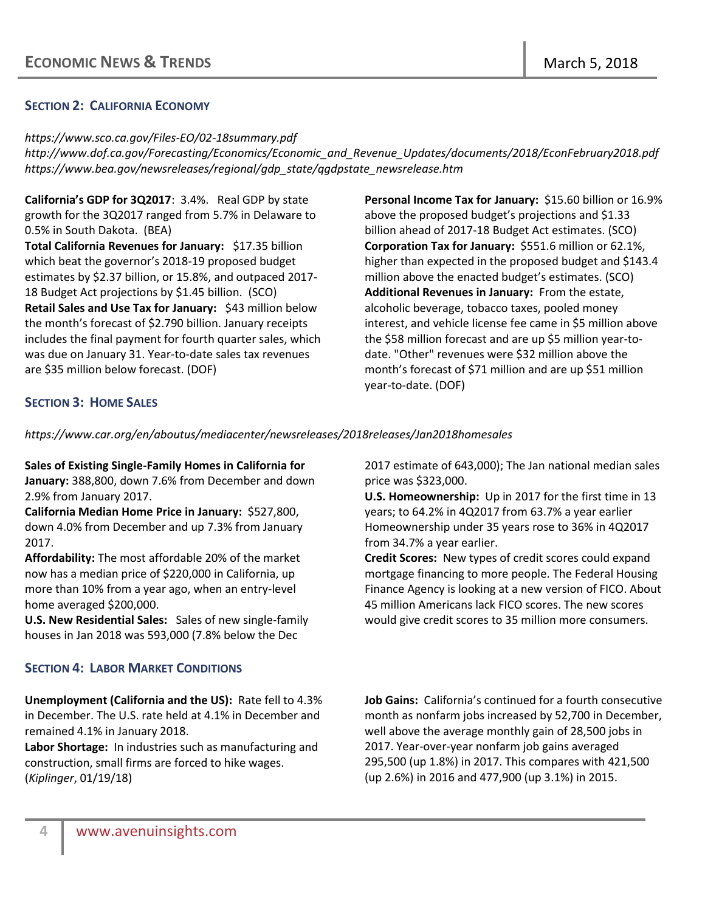## SECTION 2: CALIFORNIA ECONOMY

*https://www.sco.ca.gov/Files-EO/02-18summary.pdf*
*http://www.dof.ca.gov/Forecasting/Economics/Economic_and_Revenue_Updates/documents/2018/EconFebruary2018.pdf*
*https://www.bea.gov/newsreleases/regional/gdp_state/qgdpstate_newsrelease.htm*

**California's GDP for 3Q2017**: 3.4%. Real GDP by state growth for the 3Q2017 ranged from 5.7% in Delaware to 0.5% in South Dakota. (BEA)

**Total California Revenues for January:** $17.35 billion which beat the governor's 2018-19 proposed budget estimates by $2.37 billion, or 15.8%, and outpaced 2017-18 Budget Act projections by $1.45 billion. (SCO)

**Retail Sales and Use Tax for January:** $43 million below the month's forecast of $2.790 billion. January receipts includes the final payment for fourth quarter sales, which was due on January 31. Year-to-date sales tax revenues are $35 million below forecast. (DOF)

**Personal Income Tax for January:** $15.60 billion or 16.9% above the proposed budget's projections and $1.33 billion ahead of 2017-18 Budget Act estimates. (SCO)

**Corporation Tax for January:** $551.6 million or 62.1%, higher than expected in the proposed budget and $143.4 million above the enacted budget's estimates. (SCO)

**Additional Revenues in January:** From the estate, alcoholic beverage, tobacco taxes, pooled money interest, and vehicle license fee came in $5 million above the $58 million forecast and are up $5 million year-to-date. "Other" revenues were $32 million above the month's forecast of $71 million and are up $51 million year-to-date. (DOF)

## SECTION 3: HOME SALES

*https://www.car.org/en/aboutus/mediacenter/newsreleases/2018releases/Jan2018homesales*

**Sales of Existing Single-Family Homes in California for January:** 388,800, down 7.6% from December and down 2.9% from January 2017.

**California Median Home Price in January:** $527,800, down 4.0% from December and up 7.3% from January 2017.

**Affordability:** The most affordable 20% of the market now has a median price of $220,000 in California, up more than 10% from a year ago, when an entry-level home averaged $200,000.

**U.S. New Residential Sales:** Sales of new single-family houses in Jan 2018 was 593,000 (7.8% below the Dec 2017 estimate of 643,000); The Jan national median sales price was $323,000.

**U.S. Homeownership:** Up in 2017 for the first time in 13 years; to 64.2% in 4Q2017 from 63.7% a year earlier Homeownership under 35 years rose to 36% in 4Q2017 from 34.7% a year earlier.

**Credit Scores:** New types of credit scores could expand mortgage financing to more people. The Federal Housing Finance Agency is looking at a new version of FICO. About 45 million Americans lack FICO scores. The new scores would give credit scores to 35 million more consumers.

## SECTION 4: LABOR MARKET CONDITIONS

**Unemployment (California and the US):** Rate fell to 4.3% in December. The U.S. rate held at 4.1% in December and remained 4.1% in January 2018.

**Labor Shortage:** In industries such as manufacturing and construction, small firms are forced to hike wages. (*Kiplinger*, 01/19/18)

**Job Gains:** California's continued for a fourth consecutive month as nonfarm jobs increased by 52,700 in December, well above the average monthly gain of 28,500 jobs in 2017. Year-over-year nonfarm job gains averaged 295,500 (up 1.8%) in 2017. This compares with 421,500 (up 2.6%) in 2016 and 477,900 (up 3.1%) in 2015.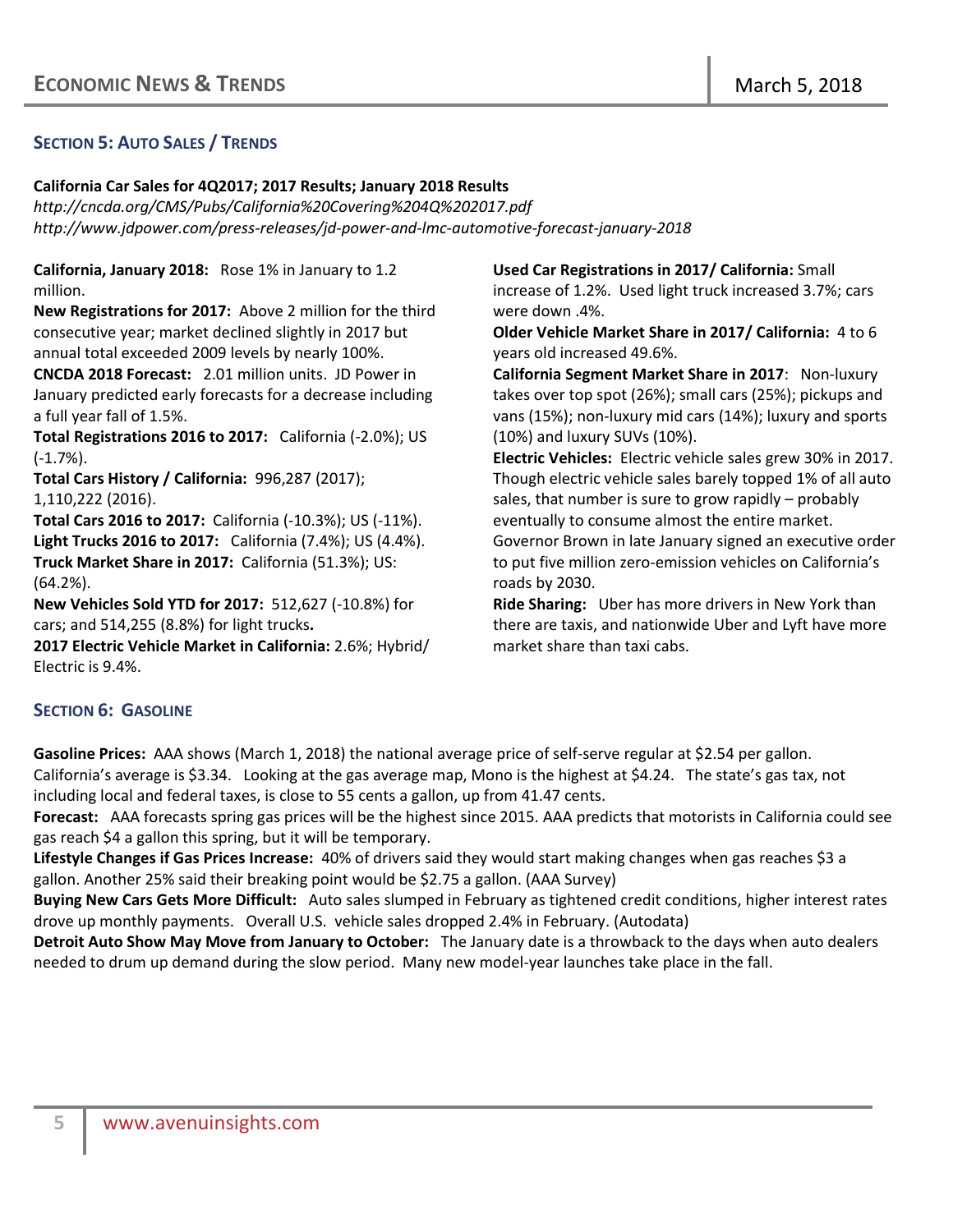## SECTION 5: AUTO SALES / TRENDS

**California Car Sales for 4Q2017; 2017 Results; January 2018 Results**
*http://cncda.org/CMS/Pubs/California%20Covering%204Q%202017.pdf*
*http://www.jdpower.com/press-releases/jd-power-and-lmc-automotive-forecast-january-2018*

**California, January 2018:** Rose 1% in January to 1.2 million.

**New Registrations for 2017:** Above 2 million for the third consecutive year; market declined slightly in 2017 but annual total exceeded 2009 levels by nearly 100%.

**CNCDA 2018 Forecast:** 2.01 million units. JD Power in January predicted early forecasts for a decrease including a full year fall of 1.5%.

**Total Registrations 2016 to 2017:** California (-2.0%); US (-1.7%).

**Total Cars History / California:** 996,287 (2017); 1,110,222 (2016).

**Total Cars 2016 to 2017:** California (-10.3%); US (-11%).

**Light Trucks 2016 to 2017:** California (7.4%); US (4.4%).

**Truck Market Share in 2017:** California (51.3%); US: (64.2%).

**New Vehicles Sold YTD for 2017:** 512,627 (-10.8%) for cars; and 514,255 (8.8%) for light trucks**.**

**2017 Electric Vehicle Market in California:** 2.6%; Hybrid/ Electric is 9.4%.

**Used Car Registrations in 2017/ California:** Small increase of 1.2%. Used light truck increased 3.7%; cars were down .4%.

**Older Vehicle Market Share in 2017/ California:** 4 to 6 years old increased 49.6%.

**California Segment Market Share in 2017**: Non-luxury takes over top spot (26%); small cars (25%); pickups and vans (15%); non-luxury mid cars (14%); luxury and sports (10%) and luxury SUVs (10%).

**Electric Vehicles:** Electric vehicle sales grew 30% in 2017. Though electric vehicle sales barely topped 1% of all auto sales, that number is sure to grow rapidly – probably eventually to consume almost the entire market. Governor Brown in late January signed an executive order to put five million zero-emission vehicles on California's roads by 2030.

**Ride Sharing:** Uber has more drivers in New York than there are taxis, and nationwide Uber and Lyft have more market share than taxi cabs.

## SECTION 6: GASOLINE

**Gasoline Prices:** AAA shows (March 1, 2018) the national average price of self-serve regular at $2.54 per gallon. California's average is $3.34. Looking at the gas average map, Mono is the highest at $4.24. The state's gas tax, not including local and federal taxes, is close to 55 cents a gallon, up from 41.47 cents.

**Forecast:** AAA forecasts spring gas prices will be the highest since 2015. AAA predicts that motorists in California could see gas reach $4 a gallon this spring, but it will be temporary.

**Lifestyle Changes if Gas Prices Increase:** 40% of drivers said they would start making changes when gas reaches $3 a gallon. Another 25% said their breaking point would be $2.75 a gallon. (AAA Survey)

**Buying New Cars Gets More Difficult:** Auto sales slumped in February as tightened credit conditions, higher interest rates drove up monthly payments. Overall U.S. vehicle sales dropped 2.4% in February. (Autodata)

**Detroit Auto Show May Move from January to October:** The January date is a throwback to the days when auto dealers needed to drum up demand during the slow period. Many new model-year launches take place in the fall.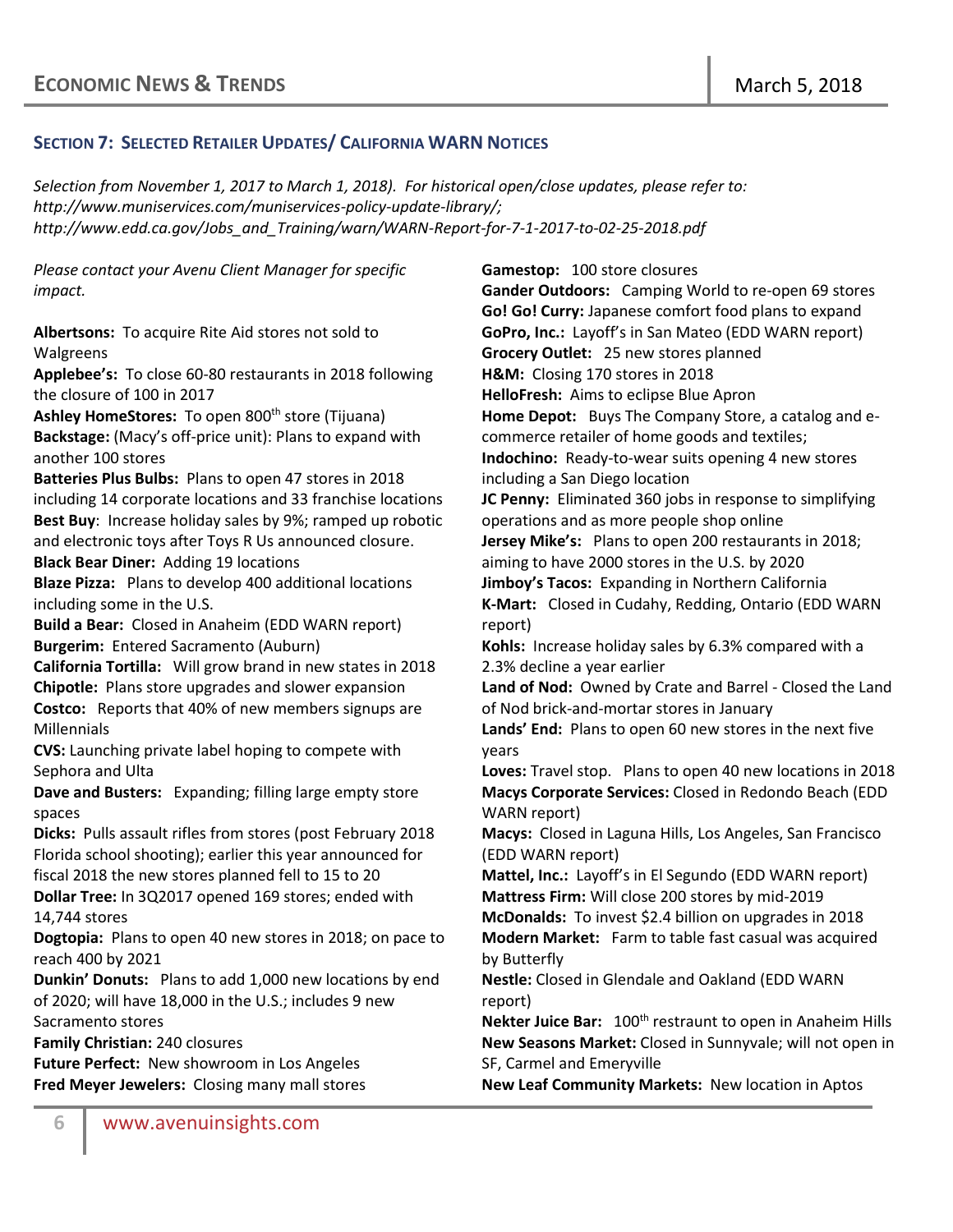## Section 7: Selected Retailer Updates/ California WARN Notices

*Selection from November 1, 2017 to March 1, 2018). For historical open/close updates, please refer to: http://www.muniservices.com/muniservices-policy-update-library/; http://www.edd.ca.gov/Jobs_and_Training/warn/WARN-Report-for-7-1-2017-to-02-25-2018.pdf*

*Please contact your Avenu Client Manager for specific impact.*

**Albertsons:** To acquire Rite Aid stores not sold to Walgreens
**Applebee's:** To close 60-80 restaurants in 2018 following the closure of 100 in 2017
**Ashley HomeStores:** To open 800th store (Tijuana)
**Backstage:** (Macy's off-price unit): Plans to expand with another 100 stores
**Batteries Plus Bulbs:** Plans to open 47 stores in 2018 including 14 corporate locations and 33 franchise locations
**Best Buy**: Increase holiday sales by 9%; ramped up robotic and electronic toys after Toys R Us announced closure.
**Black Bear Diner:** Adding 19 locations
**Blaze Pizza:** Plans to develop 400 additional locations including some in the U.S.
**Build a Bear:** Closed in Anaheim (EDD WARN report)
**Burgerim:** Entered Sacramento (Auburn)
**California Tortilla:** Will grow brand in new states in 2018
**Chipotle:** Plans store upgrades and slower expansion
**Costco:** Reports that 40% of new members signups are Millennials
**CVS:** Launching private label hoping to compete with Sephora and Ulta
**Dave and Busters:** Expanding; filling large empty store spaces
**Dicks:** Pulls assault rifles from stores (post February 2018 Florida school shooting); earlier this year announced for fiscal 2018 the new stores planned fell to 15 to 20
**Dollar Tree:** In 3Q2017 opened 169 stores; ended with 14,744 stores
**Dogtopia:** Plans to open 40 new stores in 2018; on pace to reach 400 by 2021
**Dunkin' Donuts:** Plans to add 1,000 new locations by end of 2020; will have 18,000 in the U.S.; includes 9 new Sacramento stores
**Family Christian:** 240 closures
**Future Perfect:** New showroom in Los Angeles
**Fred Meyer Jewelers:** Closing many mall stores
**Gamestop:** 100 store closures
**Gander Outdoors:** Camping World to re-open 69 stores
**Go! Go! Curry:** Japanese comfort food plans to expand
**GoPro, Inc.:** Layoff's in San Mateo (EDD WARN report)
**Grocery Outlet:** 25 new stores planned
**H&M:** Closing 170 stores in 2018
**HelloFresh:** Aims to eclipse Blue Apron
**Home Depot:** Buys The Company Store, a catalog and e-commerce retailer of home goods and textiles;
**Indochino:** Ready-to-wear suits opening 4 new stores including a San Diego location
**JC Penny:** Eliminated 360 jobs in response to simplifying operations and as more people shop online
**Jersey Mike's:** Plans to open 200 restaurants in 2018; aiming to have 2000 stores in the U.S. by 2020
**Jimboy's Tacos:** Expanding in Northern California
**K-Mart:** Closed in Cudahy, Redding, Ontario (EDD WARN report)
**Kohls:** Increase holiday sales by 6.3% compared with a 2.3% decline a year earlier
**Land of Nod:** Owned by Crate and Barrel - Closed the Land of Nod brick-and-mortar stores in January
**Lands' End:** Plans to open 60 new stores in the next five years
**Loves:** Travel stop. Plans to open 40 new locations in 2018
**Macys Corporate Services:** Closed in Redondo Beach (EDD WARN report)
**Macys:** Closed in Laguna Hills, Los Angeles, San Francisco (EDD WARN report)
**Mattel, Inc.:** Layoff's in El Segundo (EDD WARN report)
**Mattress Firm:** Will close 200 stores by mid-2019
**McDonalds:** To invest $2.4 billion on upgrades in 2018
**Modern Market:** Farm to table fast casual was acquired by Butterfly
**Nestle:** Closed in Glendale and Oakland (EDD WARN report)
**Nekter Juice Bar:** 100th restraunt to open in Anaheim Hills
**New Seasons Market:** Closed in Sunnyvale; will not open in SF, Carmel and Emeryville
**New Leaf Community Markets:** New location in Aptos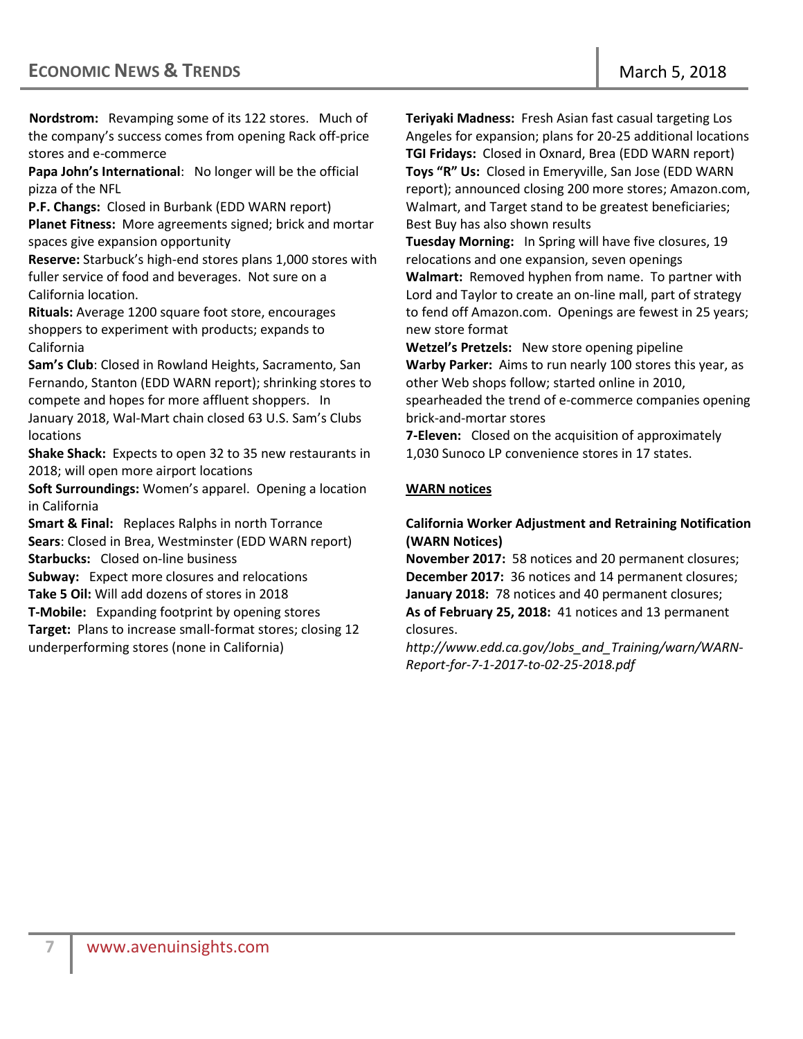**Nordstrom:** Revamping some of its 122 stores. Much of the company's success comes from opening Rack off-price stores and e-commerce

**Papa John's International**: No longer will be the official pizza of the NFL

**P.F. Changs:** Closed in Burbank (EDD WARN report)

**Planet Fitness:** More agreements signed; brick and mortar spaces give expansion opportunity

**Reserve:** Starbuck's high-end stores plans 1,000 stores with fuller service of food and beverages. Not sure on a California location.

**Rituals:** Average 1200 square foot store, encourages shoppers to experiment with products; expands to California

**Sam's Club**: Closed in Rowland Heights, Sacramento, San Fernando, Stanton (EDD WARN report); shrinking stores to compete and hopes for more affluent shoppers. In January 2018, Wal-Mart chain closed 63 U.S. Sam's Clubs locations

**Shake Shack:** Expects to open 32 to 35 new restaurants in 2018; will open more airport locations

**Soft Surroundings:** Women's apparel. Opening a location in California

**Smart & Final:** Replaces Ralphs in north Torrance

**Sears**: Closed in Brea, Westminster (EDD WARN report)

**Starbucks:** Closed on-line business

**Subway:** Expect more closures and relocations

**Take 5 Oil:** Will add dozens of stores in 2018

**T-Mobile:** Expanding footprint by opening stores

**Target:** Plans to increase small-format stores; closing 12 underperforming stores (none in California)

**Teriyaki Madness:** Fresh Asian fast casual targeting Los Angeles for expansion; plans for 20-25 additional locations

**TGI Fridays:** Closed in Oxnard, Brea (EDD WARN report)

**Toys "R" Us:** Closed in Emeryville, San Jose (EDD WARN report); announced closing 200 more stores; Amazon.com, Walmart, and Target stand to be greatest beneficiaries; Best Buy has also shown results

**Tuesday Morning:** In Spring will have five closures, 19 relocations and one expansion, seven openings

**Walmart:** Removed hyphen from name. To partner with Lord and Taylor to create an on-line mall, part of strategy to fend off Amazon.com. Openings are fewest in 25 years; new store format

**Wetzel's Pretzels:** New store opening pipeline

**Warby Parker:** Aims to run nearly 100 stores this year, as other Web shops follow; started online in 2010, spearheaded the trend of e-commerce companies opening brick-and-mortar stores

**7-Eleven:** Closed on the acquisition of approximately 1,030 Sunoco LP convenience stores in 17 states.

## WARN notices

**California Worker Adjustment and Retraining Notification (WARN Notices)**

**November 2017:** 58 notices and 20 permanent closures;

**December 2017:** 36 notices and 14 permanent closures;

**January 2018:** 78 notices and 40 permanent closures;

**As of February 25, 2018:** 41 notices and 13 permanent closures.

*http://www.edd.ca.gov/Jobs_and_Training/warn/WARN-Report-for-7-1-2017-to-02-25-2018.pdf*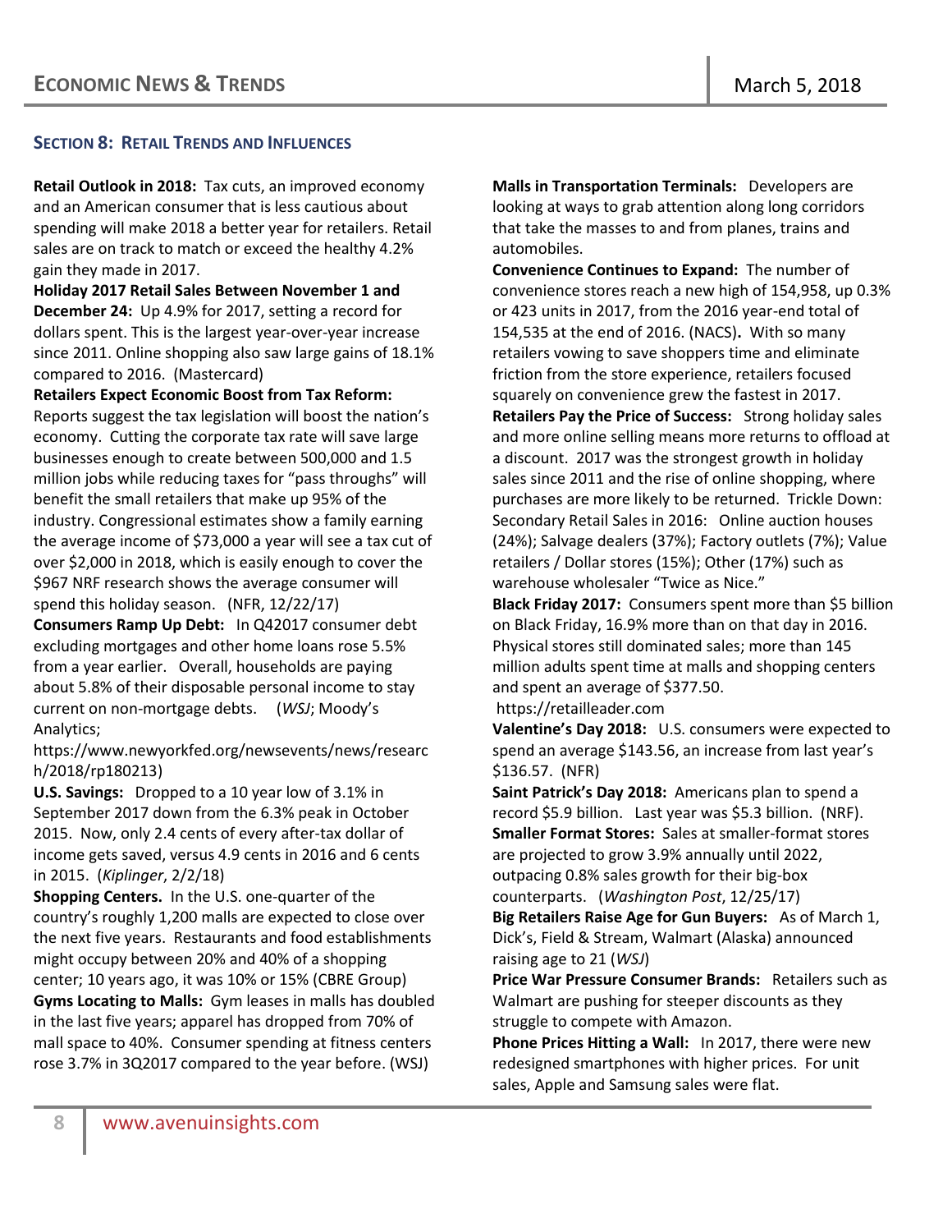## SECTION 8: RETAIL TRENDS AND INFLUENCES

**Retail Outlook in 2018:** Tax cuts, an improved economy and an American consumer that is less cautious about spending will make 2018 a better year for retailers. Retail sales are on track to match or exceed the healthy 4.2% gain they made in 2017.

**Holiday 2017 Retail Sales Between November 1 and December 24:** Up 4.9% for 2017, setting a record for dollars spent. This is the largest year-over-year increase since 2011. Online shopping also saw large gains of 18.1% compared to 2016. (Mastercard)

**Retailers Expect Economic Boost from Tax Reform:** Reports suggest the tax legislation will boost the nation's economy. Cutting the corporate tax rate will save large businesses enough to create between 500,000 and 1.5 million jobs while reducing taxes for "pass throughs" will benefit the small retailers that make up 95% of the industry. Congressional estimates show a family earning the average income of $73,000 a year will see a tax cut of over $2,000 in 2018, which is easily enough to cover the $967 NRF research shows the average consumer will spend this holiday season. (NFR, 12/22/17)

**Consumers Ramp Up Debt:** In Q42017 consumer debt excluding mortgages and other home loans rose 5.5% from a year earlier. Overall, households are paying about 5.8% of their disposable personal income to stay current on non-mortgage debts. (*WSJ*; Moody's Analytics; https://www.newyorkfed.org/newsevents/news/research/2018/rp180213)

**U.S. Savings:** Dropped to a 10 year low of 3.1% in September 2017 down from the 6.3% peak in October 2015. Now, only 2.4 cents of every after-tax dollar of income gets saved, versus 4.9 cents in 2016 and 6 cents in 2015. (*Kiplinger*, 2/2/18)

**Shopping Centers.** In the U.S. one-quarter of the country's roughly 1,200 malls are expected to close over the next five years. Restaurants and food establishments might occupy between 20% and 40% of a shopping center; 10 years ago, it was 10% or 15% (CBRE Group)

**Gyms Locating to Malls:** Gym leases in malls has doubled in the last five years; apparel has dropped from 70% of mall space to 40%. Consumer spending at fitness centers rose 3.7% in 3Q2017 compared to the year before. (WSJ)

**Malls in Transportation Terminals:** Developers are looking at ways to grab attention along long corridors that take the masses to and from planes, trains and automobiles.

**Convenience Continues to Expand:** The number of convenience stores reach a new high of 154,958, up 0.3% or 423 units in 2017, from the 2016 year-end total of 154,535 at the end of 2016. (NACS)**.** With so many retailers vowing to save shoppers time and eliminate friction from the store experience, retailers focused squarely on convenience grew the fastest in 2017.

**Retailers Pay the Price of Success:** Strong holiday sales and more online selling means more returns to offload at a discount. 2017 was the strongest growth in holiday sales since 2011 and the rise of online shopping, where purchases are more likely to be returned. Trickle Down: Secondary Retail Sales in 2016: Online auction houses (24%); Salvage dealers (37%); Factory outlets (7%); Value retailers / Dollar stores (15%); Other (17%) such as warehouse wholesaler "Twice as Nice."

**Black Friday 2017:** Consumers spent more than $5 billion on Black Friday, 16.9% more than on that day in 2016. Physical stores still dominated sales; more than 145 million adults spent time at malls and shopping centers and spent an average of $377.50. https://retailleader.com

**Valentine's Day 2018:** U.S. consumers were expected to spend an average $143.56, an increase from last year's $136.57. (NFR)

**Saint Patrick's Day 2018:** Americans plan to spend a record $5.9 billion. Last year was $5.3 billion. (NRF).

**Smaller Format Stores:** Sales at smaller-format stores are projected to grow 3.9% annually until 2022, outpacing 0.8% sales growth for their big-box counterparts. (*Washington Post*, 12/25/17)

**Big Retailers Raise Age for Gun Buyers:** As of March 1, Dick's, Field & Stream, Walmart (Alaska) announced raising age to 21 (*WSJ*)

**Price War Pressure Consumer Brands:** Retailers such as Walmart are pushing for steeper discounts as they struggle to compete with Amazon.

**Phone Prices Hitting a Wall:** In 2017, there were new redesigned smartphones with higher prices. For unit sales, Apple and Samsung sales were flat.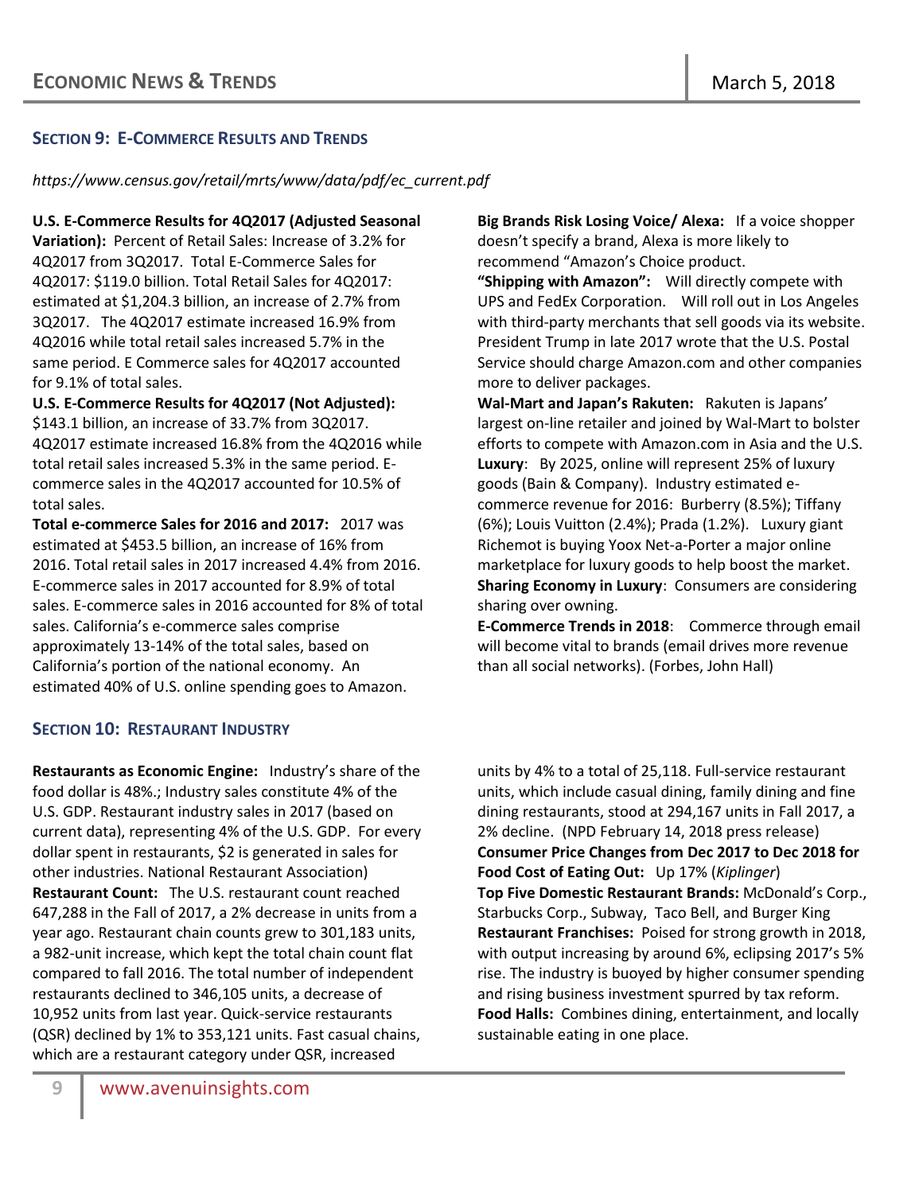## Section 9: E-Commerce Results and Trends

*https://www.census.gov/retail/mrts/www/data/pdf/ec_current.pdf*

**U.S. E-Commerce Results for 4Q2017 (Adjusted Seasonal Variation):** Percent of Retail Sales: Increase of 3.2% for 4Q2017 from 3Q2017. Total E-Commerce Sales for 4Q2017: $119.0 billion. Total Retail Sales for 4Q2017: estimated at $1,204.3 billion, an increase of 2.7% from 3Q2017. The 4Q2017 estimate increased 16.9% from 4Q2016 while total retail sales increased 5.7% in the same period. E Commerce sales for 4Q2017 accounted for 9.1% of total sales.

**U.S. E-Commerce Results for 4Q2017 (Not Adjusted):** $143.1 billion, an increase of 33.7% from 3Q2017. 4Q2017 estimate increased 16.8% from the 4Q2016 while total retail sales increased 5.3% in the same period. E-commerce sales in the 4Q2017 accounted for 10.5% of total sales.

**Total e-commerce Sales for 2016 and 2017:** 2017 was estimated at $453.5 billion, an increase of 16% from 2016. Total retail sales in 2017 increased 4.4% from 2016. E-commerce sales in 2017 accounted for 8.9% of total sales. E-commerce sales in 2016 accounted for 8% of total sales. California's e-commerce sales comprise approximately 13-14% of the total sales, based on California's portion of the national economy. An estimated 40% of U.S. online spending goes to Amazon.

**Big Brands Risk Losing Voice/ Alexa:** If a voice shopper doesn't specify a brand, Alexa is more likely to recommend "Amazon's Choice product.

**"Shipping with Amazon":** Will directly compete with UPS and FedEx Corporation. Will roll out in Los Angeles with third-party merchants that sell goods via its website. President Trump in late 2017 wrote that the U.S. Postal Service should charge Amazon.com and other companies more to deliver packages.

**Wal-Mart and Japan's Rakuten:** Rakuten is Japans' largest on-line retailer and joined by Wal-Mart to bolster efforts to compete with Amazon.com in Asia and the U.S.

**Luxury**: By 2025, online will represent 25% of luxury goods (Bain & Company). Industry estimated e-commerce revenue for 2016: Burberry (8.5%); Tiffany (6%); Louis Vuitton (2.4%); Prada (1.2%). Luxury giant Richemot is buying Yoox Net-a-Porter a major online marketplace for luxury goods to help boost the market.

**Sharing Economy in Luxury**: Consumers are considering sharing over owning.

**E-Commerce Trends in 2018**: Commerce through email will become vital to brands (email drives more revenue than all social networks). (Forbes, John Hall)

## Section 10: Restaurant Industry

**Restaurants as Economic Engine:** Industry's share of the food dollar is 48%.; Industry sales constitute 4% of the U.S. GDP. Restaurant industry sales in 2017 (based on current data), representing 4% of the U.S. GDP. For every dollar spent in restaurants, $2 is generated in sales for other industries. National Restaurant Association)

**Restaurant Count:** The U.S. restaurant count reached 647,288 in the Fall of 2017, a 2% decrease in units from a year ago. Restaurant chain counts grew to 301,183 units, a 982-unit increase, which kept the total chain count flat compared to fall 2016. The total number of independent restaurants declined to 346,105 units, a decrease of 10,952 units from last year. Quick-service restaurants (QSR) declined by 1% to 353,121 units. Fast casual chains, which are a restaurant category under QSR, increased units by 4% to a total of 25,118. Full-service restaurant units, which include casual dining, family dining and fine dining restaurants, stood at 294,167 units in Fall 2017, a 2% decline. (NPD February 14, 2018 press release)

**Consumer Price Changes from Dec 2017 to Dec 2018 for Food Cost of Eating Out:** Up 17% (*Kiplinger*)

**Top Five Domestic Restaurant Brands:** McDonald's Corp., Starbucks Corp., Subway, Taco Bell, and Burger King

**Restaurant Franchises:** Poised for strong growth in 2018, with output increasing by around 6%, eclipsing 2017's 5% rise. The industry is buoyed by higher consumer spending and rising business investment spurred by tax reform.

**Food Halls:** Combines dining, entertainment, and locally sustainable eating in one place.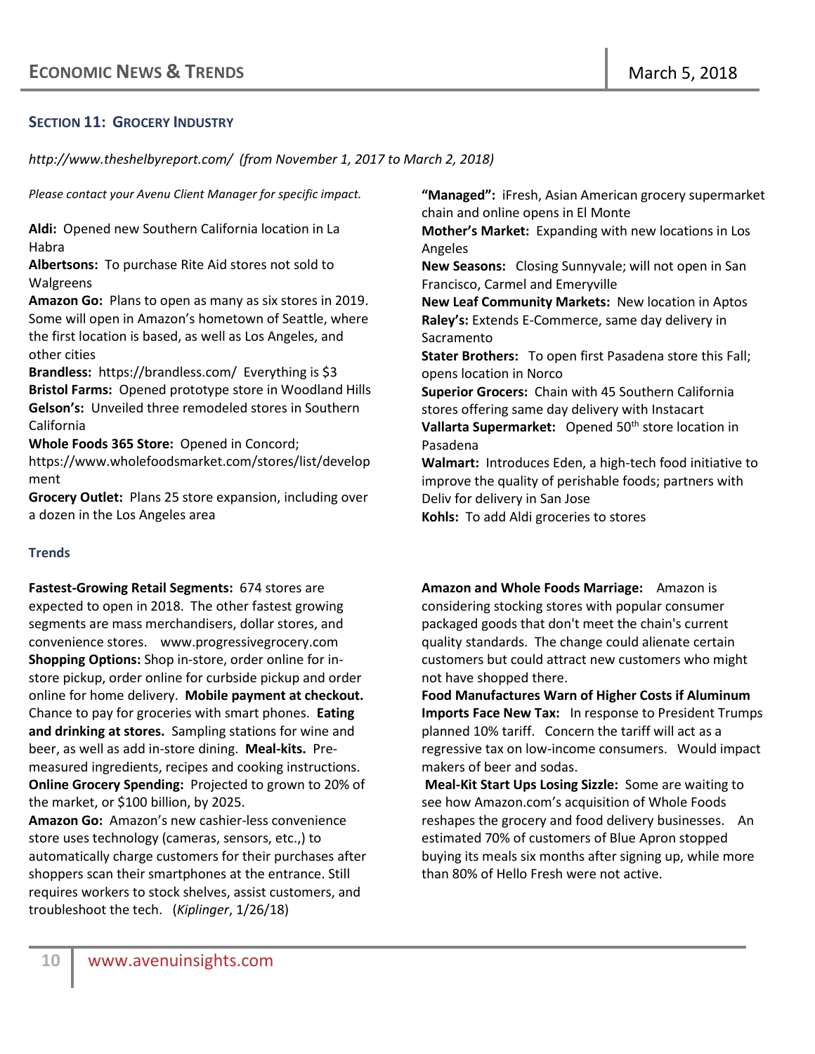## Section 11: Grocery Industry

*http://www.theshelbyreport.com/ (from November 1, 2017 to March 2, 2018)*

*Please contact your Avenu Client Manager for specific impact.*

**Aldi:** Opened new Southern California location in La Habra
**Albertsons:** To purchase Rite Aid stores not sold to Walgreens
**Amazon Go:** Plans to open as many as six stores in 2019. Some will open in Amazon's hometown of Seattle, where the first location is based, as well as Los Angeles, and other cities
**Brandless:** https://brandless.com/ Everything is $3
**Bristol Farms:** Opened prototype store in Woodland Hills
**Gelson's:** Unveiled three remodeled stores in Southern California
**Whole Foods 365 Store:** Opened in Concord; https://www.wholefoodsmarket.com/stores/list/development
**Grocery Outlet:** Plans 25 store expansion, including over a dozen in the Los Angeles area
**"Managed":** iFresh, Asian American grocery supermarket chain and online opens in El Monte
**Mother's Market:** Expanding with new locations in Los Angeles
**New Seasons:** Closing Sunnyvale; will not open in San Francisco, Carmel and Emeryville
**New Leaf Community Markets:** New location in Aptos
**Raley's:** Extends E-Commerce, same day delivery in Sacramento
**Stater Brothers:** To open first Pasadena store this Fall; opens location in Norco
**Superior Grocers:** Chain with 45 Southern California stores offering same day delivery with Instacart
**Vallarta Supermarket:** Opened 50th store location in Pasadena
**Walmart:** Introduces Eden, a high-tech food initiative to improve the quality of perishable foods; partners with Deliv for delivery in San Jose
**Kohls:** To add Aldi groceries to stores

### Trends

**Fastest-Growing Retail Segments:** 674 stores are expected to open in 2018. The other fastest growing segments are mass merchandisers, dollar stores, and convenience stores. www.progressivegrocery.com
**Shopping Options:** Shop in-store, order online for in-store pickup, order online for curbside pickup and order online for home delivery. **Mobile payment at checkout.** Chance to pay for groceries with smart phones. **Eating and drinking at stores.** Sampling stations for wine and beer, as well as add in-store dining. **Meal-kits.** Pre-measured ingredients, recipes and cooking instructions.
**Online Grocery Spending:** Projected to grown to 20% of the market, or $100 billion, by 2025.
**Amazon Go:** Amazon's new cashier-less convenience store uses technology (cameras, sensors, etc.,) to automatically charge customers for their purchases after shoppers scan their smartphones at the entrance. Still requires workers to stock shelves, assist customers, and troubleshoot the tech. (*Kiplinger*, 1/26/18)

**Amazon and Whole Foods Marriage:** Amazon is considering stocking stores with popular consumer packaged goods that don't meet the chain's current quality standards. The change could alienate certain customers but could attract new customers who might not have shopped there.
**Food Manufactures Warn of Higher Costs if Aluminum Imports Face New Tax:** In response to President Trumps planned 10% tariff. Concern the tariff will act as a regressive tax on low-income consumers. Would impact makers of beer and sodas.
**Meal-Kit Start Ups Losing Sizzle:** Some are waiting to see how Amazon.com's acquisition of Whole Foods reshapes the grocery and food delivery businesses. An estimated 70% of customers of Blue Apron stopped buying its meals six months after signing up, while more than 80% of Hello Fresh were not active.